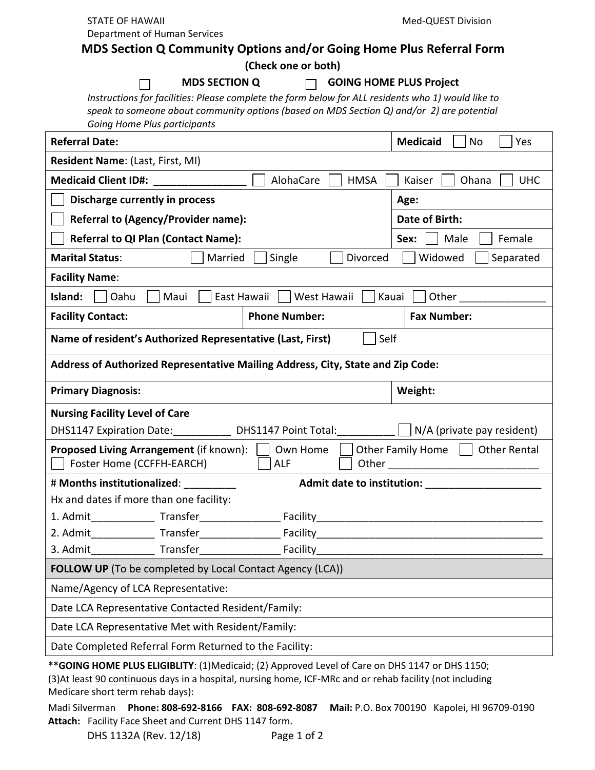STATE OF HAWAII
Department of Human Services

Med-QUEST Division

# MDS Section Q Community Options and/or Going Home Plus Referral Form

**(Check one or both)**

☐ **MDS SECTION Q** ☐ **GOING HOME PLUS Project**

*Instructions for facilities: Please complete the form below for ALL residents who 1) would like to speak to someone about community options (based on MDS Section Q) and/or 2) are potential Going Home Plus participants*

| | |
|---|---|
| **Referral Date:** | **Medicaid** ☐ No ☐ Yes |
| **Resident Name**: (Last, First, MI) | |
| **Medicaid Client ID#:** ________________ ☐ AlohaCare ☐ HMSA ☐ Kaiser ☐ Ohana ☐ UHC | |
| ☐ **Discharge currently in process** | **Age:** |
| ☐ **Referral to (Agency/Provider name):** | **Date of Birth:** |
| ☐ **Referral to QI Plan (Contact Name):** | **Sex:** ☐ Male ☐ Female |
| **Marital Status**: ☐ Married ☐ Single ☐ Divorced ☐ Widowed ☐ Separated | |
| **Facility Name**: | |
| **Island:** ☐ Oahu ☐ Maui ☐ East Hawaii ☐ West Hawaii ☐ Kauai ☐ Other _______________ | |
| **Facility Contact:** **Phone Number:** | **Fax Number:** |
| **Name of resident's Authorized Representative (Last, First)** ☐ Self | |
| **Address of Authorized Representative Mailing Address, City, State and Zip Code:** | |
| **Primary Diagnosis:** | **Weight:** |
| **Nursing Facility Level of Care**<br>DHS1147 Expiration Date:__________ DHS1147 Point Total:__________ ☐ N/A (private pay resident) | |
| **Proposed Living Arrangement** (if known): ☐ Own Home ☐ Other Family Home ☐ Other Rental ☐ Foster Home (CCFFH-EARCH) ☐ ALF ☐ Other __________________________ | |
| # **Months institutionalized**: _________ **Admit date to institution:** ____________________<br>Hx and dates if more than one facility:<br>1. Admit___________ Transfer______________ Facility_______________________________________<br>2. Admit___________ Transfer______________ Facility_______________________________________<br>3. Admit___________ Transfer______________ Facility_______________________________________ | |
| **FOLLOW UP** (To be completed by Local Contact Agency (LCA)) | |
| Name/Agency of LCA Representative: | |
| Date LCA Representative Contacted Resident/Family: | |
| Date LCA Representative Met with Resident/Family: | |
| Date Completed Referral Form Returned to the Facility: | |

****GOING HOME PLUS ELIGIBLITY**: (1)Medicaid; (2) Approved Level of Care on DHS 1147 or DHS 1150; (3)At least 90 continuous days in a hospital, nursing home, ICF-MRc and or rehab facility (not including Medicare short term rehab days):

Madi Silverman **Phone: 808-692-8166** **FAX: 808-692-8087** **Mail:** P.O. Box 700190 Kapolei, HI 96709-0190

**Attach:** Facility Face Sheet and Current DHS 1147 form.

DHS 1132A (Rev. 12/18)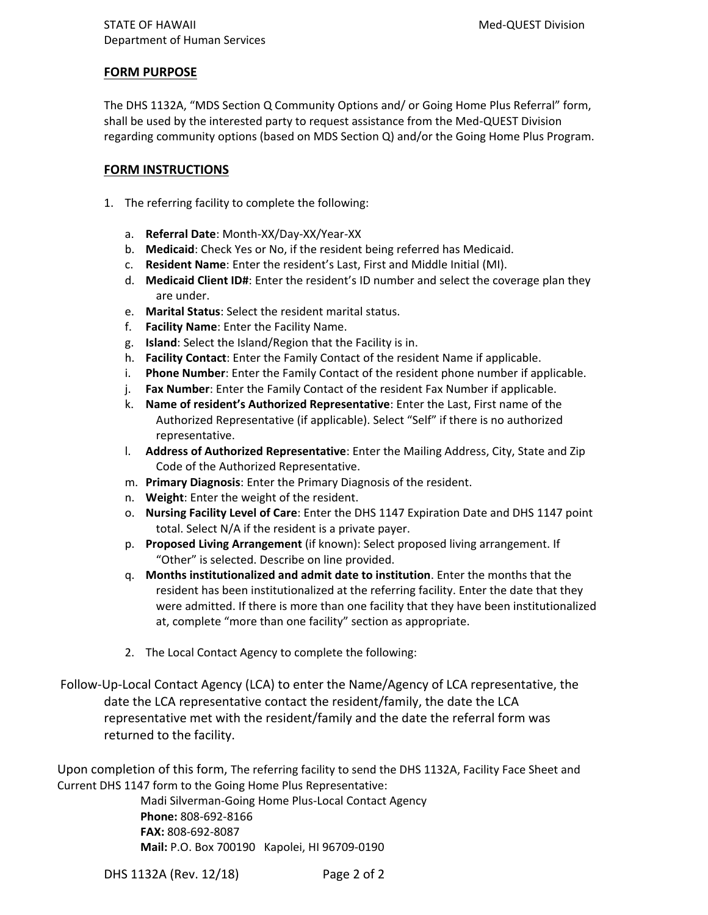STATE OF HAWAII
Department of Human Services

Med-QUEST Division

## FORM PURPOSE

The DHS 1132A, "MDS Section Q Community Options and/ or Going Home Plus Referral" form, shall be used by the interested party to request assistance from the Med-QUEST Division regarding community options (based on MDS Section Q) and/or the Going Home Plus Program.

## FORM INSTRUCTIONS

1. The referring facility to complete the following:

   a. **Referral Date**: Month-XX/Day-XX/Year-XX
   b. **Medicaid**: Check Yes or No, if the resident being referred has Medicaid.
   c. **Resident Name**: Enter the resident's Last, First and Middle Initial (MI).
   d. **Medicaid Client ID#**: Enter the resident's ID number and select the coverage plan they are under.
   e. **Marital Status**: Select the resident marital status.
   f. **Facility Name**: Enter the Facility Name.
   g. **Island**: Select the Island/Region that the Facility is in.
   h. **Facility Contact**: Enter the Family Contact of the resident Name if applicable.
   i. **Phone Number**: Enter the Family Contact of the resident phone number if applicable.
   j. **Fax Number**: Enter the Family Contact of the resident Fax Number if applicable.
   k. **Name of resident's Authorized Representative**: Enter the Last, First name of the Authorized Representative (if applicable). Select "Self" if there is no authorized representative.
   l. **Address of Authorized Representative**: Enter the Mailing Address, City, State and Zip Code of the Authorized Representative.
   m. **Primary Diagnosis**: Enter the Primary Diagnosis of the resident.
   n. **Weight**: Enter the weight of the resident.
   o. **Nursing Facility Level of Care**: Enter the DHS 1147 Expiration Date and DHS 1147 point total. Select N/A if the resident is a private payer.
   p. **Proposed Living Arrangement** (if known): Select proposed living arrangement. If "Other" is selected. Describe on line provided.
   q. **Months institutionalized and admit date to institution**. Enter the months that the resident has been institutionalized at the referring facility. Enter the date that they were admitted. If there is more than one facility that they have been institutionalized at, complete "more than one facility" section as appropriate.

2. The Local Contact Agency to complete the following:

Follow-Up-Local Contact Agency (LCA) to enter the Name/Agency of LCA representative, the date the LCA representative contact the resident/family, the date the LCA representative met with the resident/family and the date the referral form was returned to the facility.

Upon completion of this form, The referring facility to send the DHS 1132A, Facility Face Sheet and Current DHS 1147 form to the Going Home Plus Representative:

Madi Silverman-Going Home Plus-Local Contact Agency
**Phone:** 808-692-8166
**FAX:** 808-692-8087
**Mail:** P.O. Box 700190 Kapolei, HI 96709-0190

DHS 1132A (Rev. 12/18)